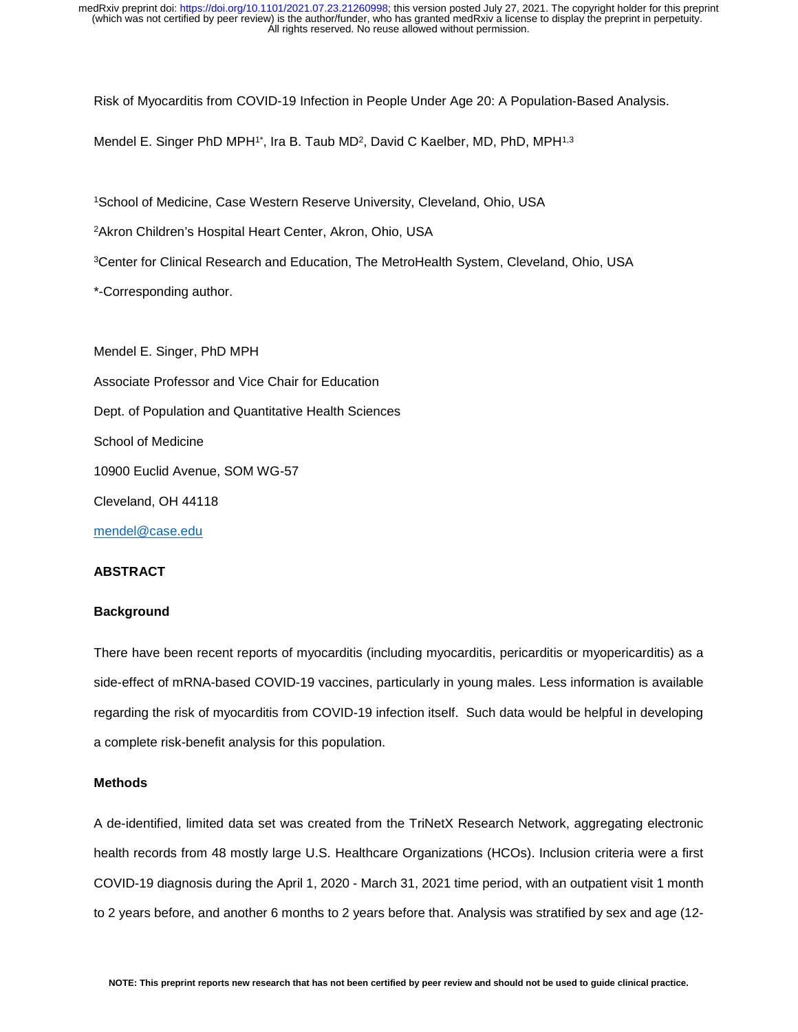Risk of Myocarditis from COVID-19 Infection in People Under Age 20: A Population-Based Analysis.

Mendel E. Singer PhD MPH[1*], Ira B. Taub MD[2], David C Kaelber, MD, PhD, MPH[1,3]

[1]School of Medicine, Case Western Reserve University, Cleveland, Ohio, USA

[2]Akron Children's Hospital Heart Center, Akron, Ohio, USA

[3]Center for Clinical Research and Education, The MetroHealth System, Cleveland, Ohio, USA

*-Corresponding author.

Mendel E. Singer, PhD MPH

Associate Professor and Vice Chair for Education

Dept. of Population and Quantitative Health Sciences

School of Medicine

10900 Euclid Avenue, SOM WG-57

Cleveland, OH 44118

mendel@case.edu

## ABSTRACT

### Background

There have been recent reports of myocarditis (including myocarditis, pericarditis or myopericarditis) as a side-effect of mRNA-based COVID-19 vaccines, particularly in young males. Less information is available regarding the risk of myocarditis from COVID-19 infection itself. Such data would be helpful in developing a complete risk-benefit analysis for this population.

### Methods

A de-identified, limited data set was created from the TriNetX Research Network, aggregating electronic health records from 48 mostly large U.S. Healthcare Organizations (HCOs). Inclusion criteria were a first COVID-19 diagnosis during the April 1, 2020 - March 31, 2021 time period, with an outpatient visit 1 month to 2 years before, and another 6 months to 2 years before that. Analysis was stratified by sex and age (12-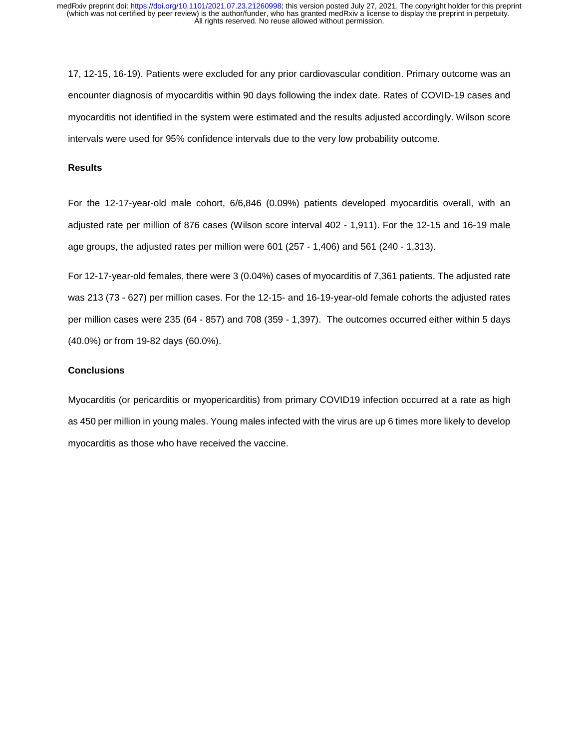17, 12-15, 16-19). Patients were excluded for any prior cardiovascular condition. Primary outcome was an encounter diagnosis of myocarditis within 90 days following the index date. Rates of COVID-19 cases and myocarditis not identified in the system were estimated and the results adjusted accordingly. Wilson score intervals were used for 95% confidence intervals due to the very low probability outcome.

**Results**

For the 12-17-year-old male cohort, 6/6,846 (0.09%) patients developed myocarditis overall, with an adjusted rate per million of 876 cases (Wilson score interval 402 - 1,911). For the 12-15 and 16-19 male age groups, the adjusted rates per million were 601 (257 - 1,406) and 561 (240 - 1,313).

For 12-17-year-old females, there were 3 (0.04%) cases of myocarditis of 7,361 patients. The adjusted rate was 213 (73 - 627) per million cases. For the 12-15- and 16-19-year-old female cohorts the adjusted rates per million cases were 235 (64 - 857) and 708 (359 - 1,397). The outcomes occurred either within 5 days (40.0%) or from 19-82 days (60.0%).

**Conclusions**

Myocarditis (or pericarditis or myopericarditis) from primary COVID19 infection occurred at a rate as high as 450 per million in young males. Young males infected with the virus are up 6 times more likely to develop myocarditis as those who have received the vaccine.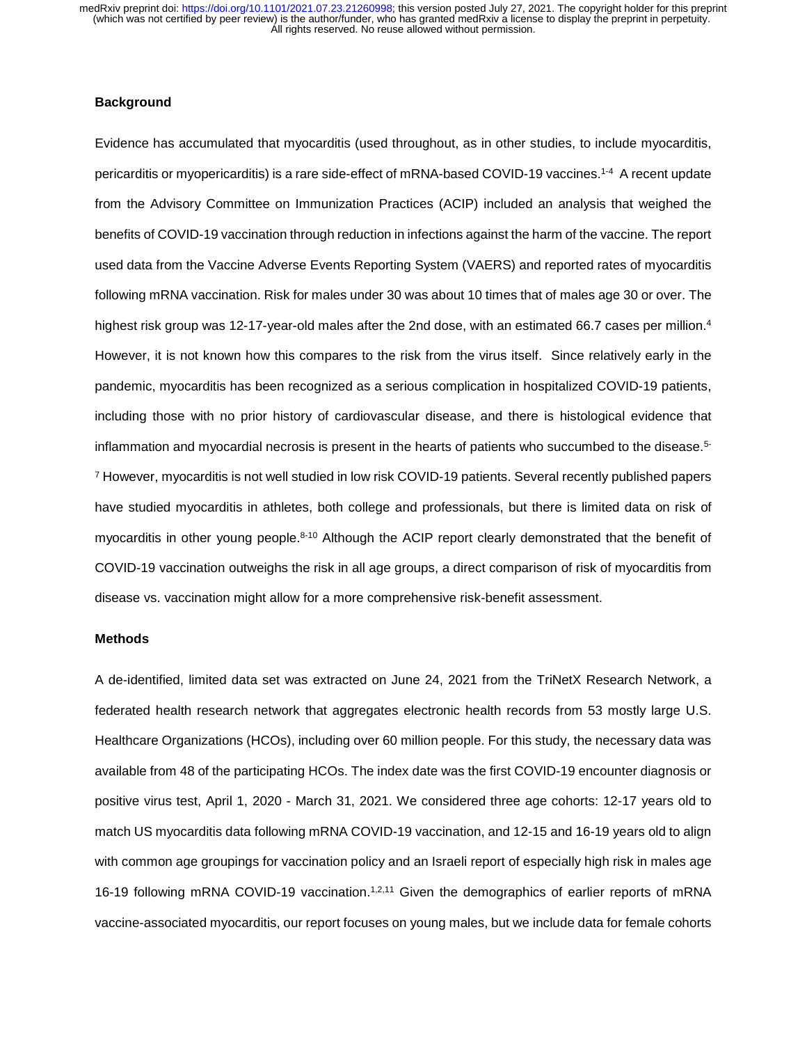## Background

Evidence has accumulated that myocarditis (used throughout, as in other studies, to include myocarditis, pericarditis or myopericarditis) is a rare side-effect of mRNA-based COVID-19 vaccines.[1-4] A recent update from the Advisory Committee on Immunization Practices (ACIP) included an analysis that weighed the benefits of COVID-19 vaccination through reduction in infections against the harm of the vaccine. The report used data from the Vaccine Adverse Events Reporting System (VAERS) and reported rates of myocarditis following mRNA vaccination. Risk for males under 30 was about 10 times that of males age 30 or over. The highest risk group was 12-17-year-old males after the 2nd dose, with an estimated 66.7 cases per million.[4] However, it is not known how this compares to the risk from the virus itself. Since relatively early in the pandemic, myocarditis has been recognized as a serious complication in hospitalized COVID-19 patients, including those with no prior history of cardiovascular disease, and there is histological evidence that inflammation and myocardial necrosis is present in the hearts of patients who succumbed to the disease.[5-7] However, myocarditis is not well studied in low risk COVID-19 patients. Several recently published papers have studied myocarditis in athletes, both college and professionals, but there is limited data on risk of myocarditis in other young people.[8-10] Although the ACIP report clearly demonstrated that the benefit of COVID-19 vaccination outweighs the risk in all age groups, a direct comparison of risk of myocarditis from disease vs. vaccination might allow for a more comprehensive risk-benefit assessment.

## Methods

A de-identified, limited data set was extracted on June 24, 2021 from the TriNetX Research Network, a federated health research network that aggregates electronic health records from 53 mostly large U.S. Healthcare Organizations (HCOs), including over 60 million people. For this study, the necessary data was available from 48 of the participating HCOs. The index date was the first COVID-19 encounter diagnosis or positive virus test, April 1, 2020 - March 31, 2021. We considered three age cohorts: 12-17 years old to match US myocarditis data following mRNA COVID-19 vaccination, and 12-15 and 16-19 years old to align with common age groupings for vaccination policy and an Israeli report of especially high risk in males age 16-19 following mRNA COVID-19 vaccination.[1,2,11] Given the demographics of earlier reports of mRNA vaccine-associated myocarditis, our report focuses on young males, but we include data for female cohorts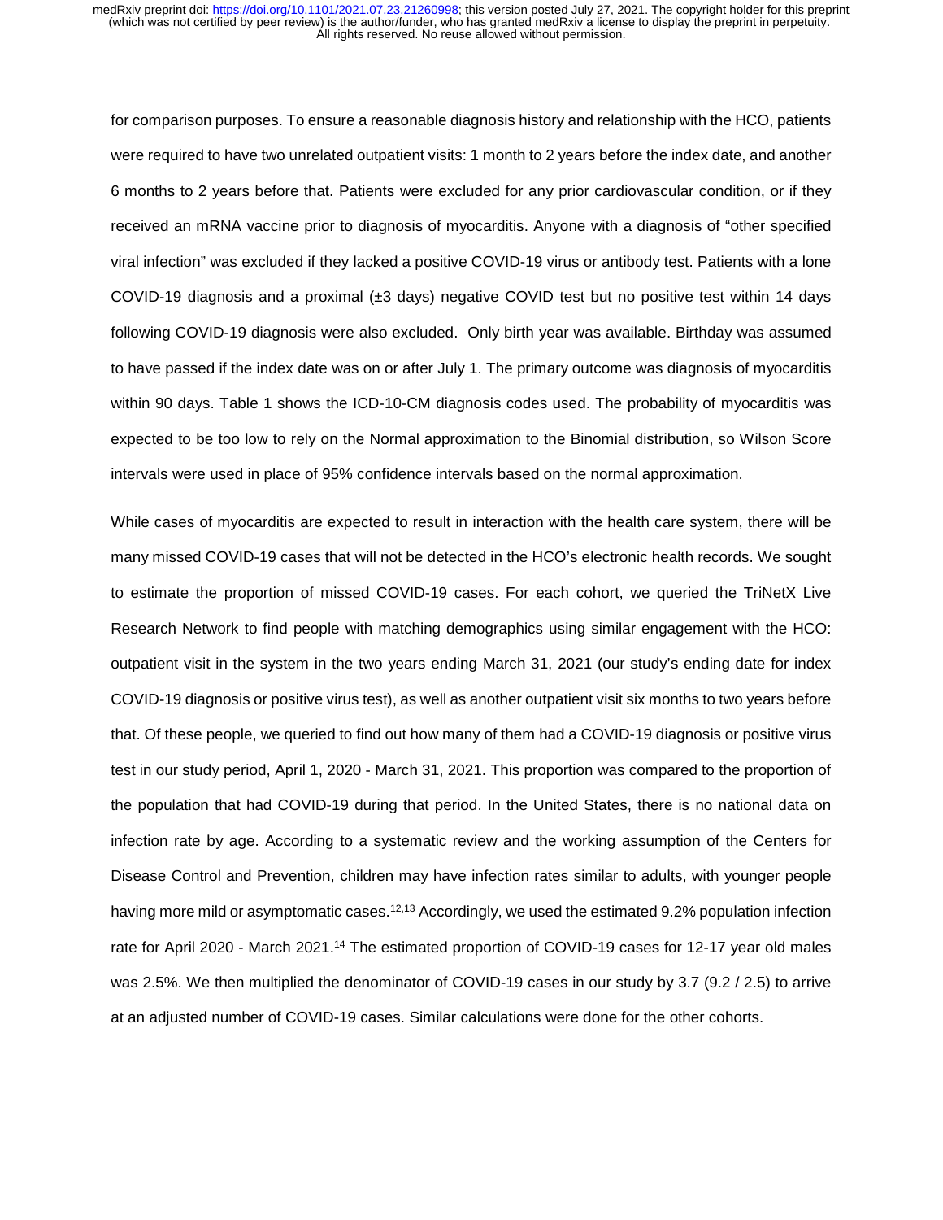for comparison purposes. To ensure a reasonable diagnosis history and relationship with the HCO, patients were required to have two unrelated outpatient visits: 1 month to 2 years before the index date, and another 6 months to 2 years before that. Patients were excluded for any prior cardiovascular condition, or if they received an mRNA vaccine prior to diagnosis of myocarditis. Anyone with a diagnosis of "other specified viral infection" was excluded if they lacked a positive COVID-19 virus or antibody test. Patients with a lone COVID-19 diagnosis and a proximal (±3 days) negative COVID test but no positive test within 14 days following COVID-19 diagnosis were also excluded. Only birth year was available. Birthday was assumed to have passed if the index date was on or after July 1. The primary outcome was diagnosis of myocarditis within 90 days. Table 1 shows the ICD-10-CM diagnosis codes used. The probability of myocarditis was expected to be too low to rely on the Normal approximation to the Binomial distribution, so Wilson Score intervals were used in place of 95% confidence intervals based on the normal approximation.

While cases of myocarditis are expected to result in interaction with the health care system, there will be many missed COVID-19 cases that will not be detected in the HCO's electronic health records. We sought to estimate the proportion of missed COVID-19 cases. For each cohort, we queried the TriNetX Live Research Network to find people with matching demographics using similar engagement with the HCO: outpatient visit in the system in the two years ending March 31, 2021 (our study's ending date for index COVID-19 diagnosis or positive virus test), as well as another outpatient visit six months to two years before that. Of these people, we queried to find out how many of them had a COVID-19 diagnosis or positive virus test in our study period, April 1, 2020 - March 31, 2021. This proportion was compared to the proportion of the population that had COVID-19 during that period. In the United States, there is no national data on infection rate by age. According to a systematic review and the working assumption of the Centers for Disease Control and Prevention, children may have infection rates similar to adults, with younger people having more mild or asymptomatic cases.[12,13] Accordingly, we used the estimated 9.2% population infection rate for April 2020 - March 2021.[14] The estimated proportion of COVID-19 cases for 12-17 year old males was 2.5%. We then multiplied the denominator of COVID-19 cases in our study by 3.7 (9.2 / 2.5) to arrive at an adjusted number of COVID-19 cases. Similar calculations were done for the other cohorts.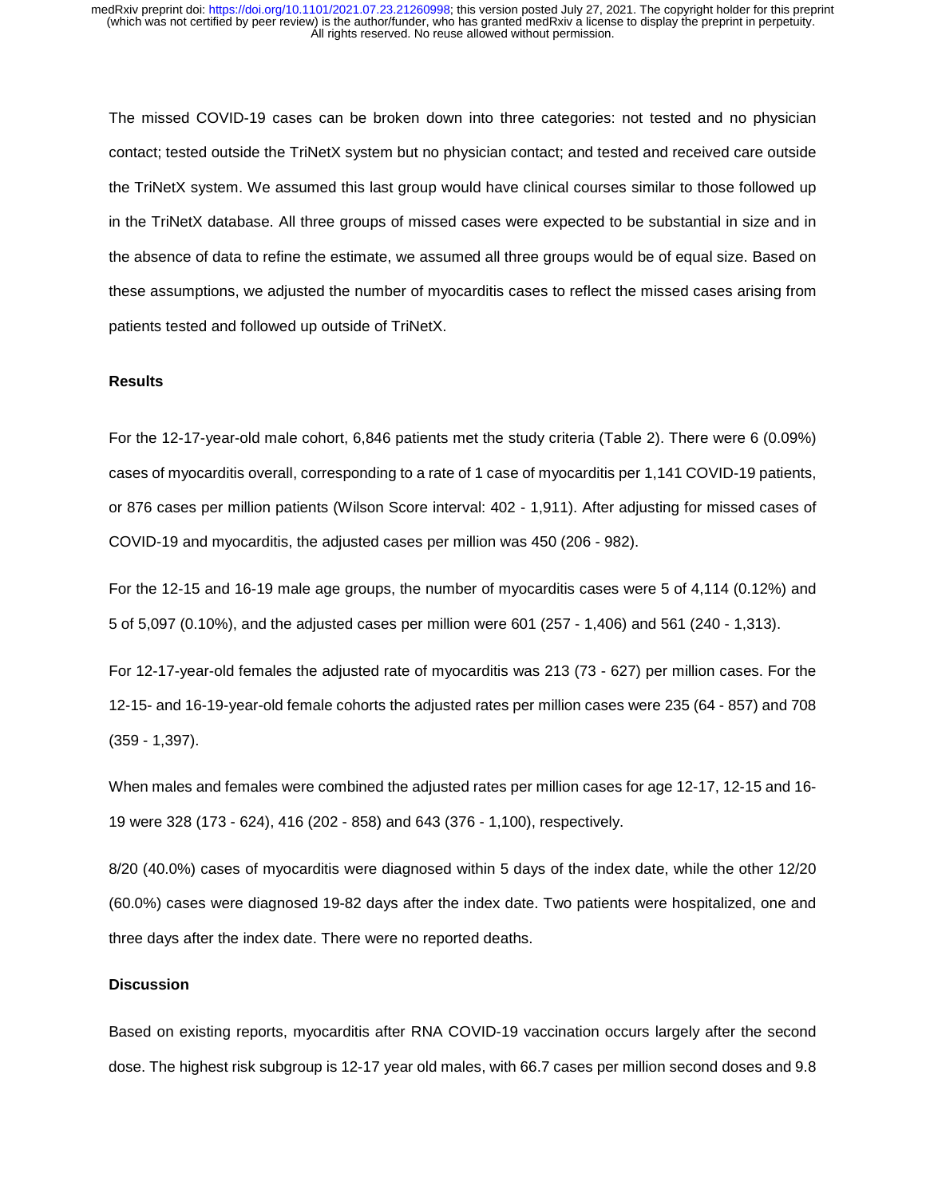The missed COVID-19 cases can be broken down into three categories: not tested and no physician contact; tested outside the TriNetX system but no physician contact; and tested and received care outside the TriNetX system. We assumed this last group would have clinical courses similar to those followed up in the TriNetX database. All three groups of missed cases were expected to be substantial in size and in the absence of data to refine the estimate, we assumed all three groups would be of equal size. Based on these assumptions, we adjusted the number of myocarditis cases to reflect the missed cases arising from patients tested and followed up outside of TriNetX.

## Results

For the 12-17-year-old male cohort, 6,846 patients met the study criteria (Table 2). There were 6 (0.09%) cases of myocarditis overall, corresponding to a rate of 1 case of myocarditis per 1,141 COVID-19 patients, or 876 cases per million patients (Wilson Score interval: 402 - 1,911). After adjusting for missed cases of COVID-19 and myocarditis, the adjusted cases per million was 450 (206 - 982).

For the 12-15 and 16-19 male age groups, the number of myocarditis cases were 5 of 4,114 (0.12%) and 5 of 5,097 (0.10%), and the adjusted cases per million were 601 (257 - 1,406) and 561 (240 - 1,313).

For 12-17-year-old females the adjusted rate of myocarditis was 213 (73 - 627) per million cases. For the 12-15- and 16-19-year-old female cohorts the adjusted rates per million cases were 235 (64 - 857) and 708 (359 - 1,397).

When males and females were combined the adjusted rates per million cases for age 12-17, 12-15 and 16-19 were 328 (173 - 624), 416 (202 - 858) and 643 (376 - 1,100), respectively.

8/20 (40.0%) cases of myocarditis were diagnosed within 5 days of the index date, while the other 12/20 (60.0%) cases were diagnosed 19-82 days after the index date. Two patients were hospitalized, one and three days after the index date. There were no reported deaths.

## Discussion

Based on existing reports, myocarditis after RNA COVID-19 vaccination occurs largely after the second dose. The highest risk subgroup is 12-17 year old males, with 66.7 cases per million second doses and 9.8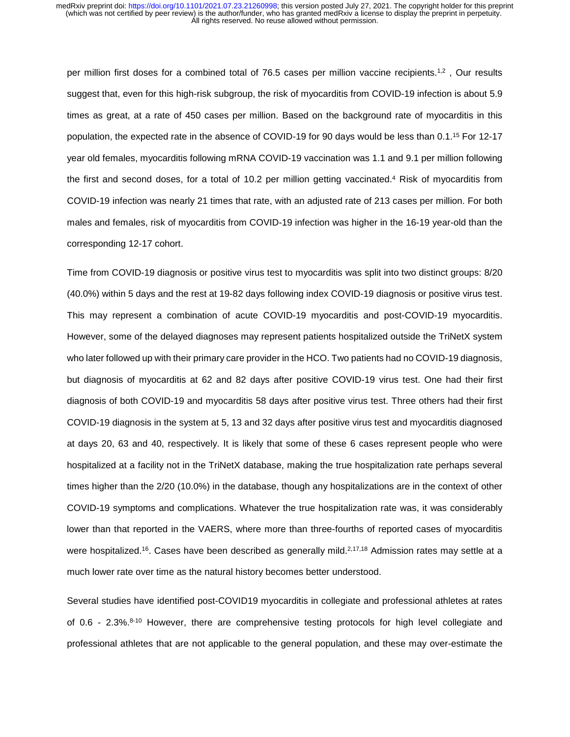per million first doses for a combined total of 76.5 cases per million vaccine recipients.[1,2] , Our results suggest that, even for this high-risk subgroup, the risk of myocarditis from COVID-19 infection is about 5.9 times as great, at a rate of 450 cases per million. Based on the background rate of myocarditis in this population, the expected rate in the absence of COVID-19 for 90 days would be less than 0.1.[15] For 12-17 year old females, myocarditis following mRNA COVID-19 vaccination was 1.1 and 9.1 per million following the first and second doses, for a total of 10.2 per million getting vaccinated.[4] Risk of myocarditis from COVID-19 infection was nearly 21 times that rate, with an adjusted rate of 213 cases per million. For both males and females, risk of myocarditis from COVID-19 infection was higher in the 16-19 year-old than the corresponding 12-17 cohort.

Time from COVID-19 diagnosis or positive virus test to myocarditis was split into two distinct groups: 8/20 (40.0%) within 5 days and the rest at 19-82 days following index COVID-19 diagnosis or positive virus test. This may represent a combination of acute COVID-19 myocarditis and post-COVID-19 myocarditis. However, some of the delayed diagnoses may represent patients hospitalized outside the TriNetX system who later followed up with their primary care provider in the HCO. Two patients had no COVID-19 diagnosis, but diagnosis of myocarditis at 62 and 82 days after positive COVID-19 virus test. One had their first diagnosis of both COVID-19 and myocarditis 58 days after positive virus test. Three others had their first COVID-19 diagnosis in the system at 5, 13 and 32 days after positive virus test and myocarditis diagnosed at days 20, 63 and 40, respectively. It is likely that some of these 6 cases represent people who were hospitalized at a facility not in the TriNetX database, making the true hospitalization rate perhaps several times higher than the 2/20 (10.0%) in the database, though any hospitalizations are in the context of other COVID-19 symptoms and complications. Whatever the true hospitalization rate was, it was considerably lower than that reported in the VAERS, where more than three-fourths of reported cases of myocarditis were hospitalized.[16]. Cases have been described as generally mild.[2,17,18] Admission rates may settle at a much lower rate over time as the natural history becomes better understood.

Several studies have identified post-COVID19 myocarditis in collegiate and professional athletes at rates of 0.6 - 2.3%.[8-10] However, there are comprehensive testing protocols for high level collegiate and professional athletes that are not applicable to the general population, and these may over-estimate the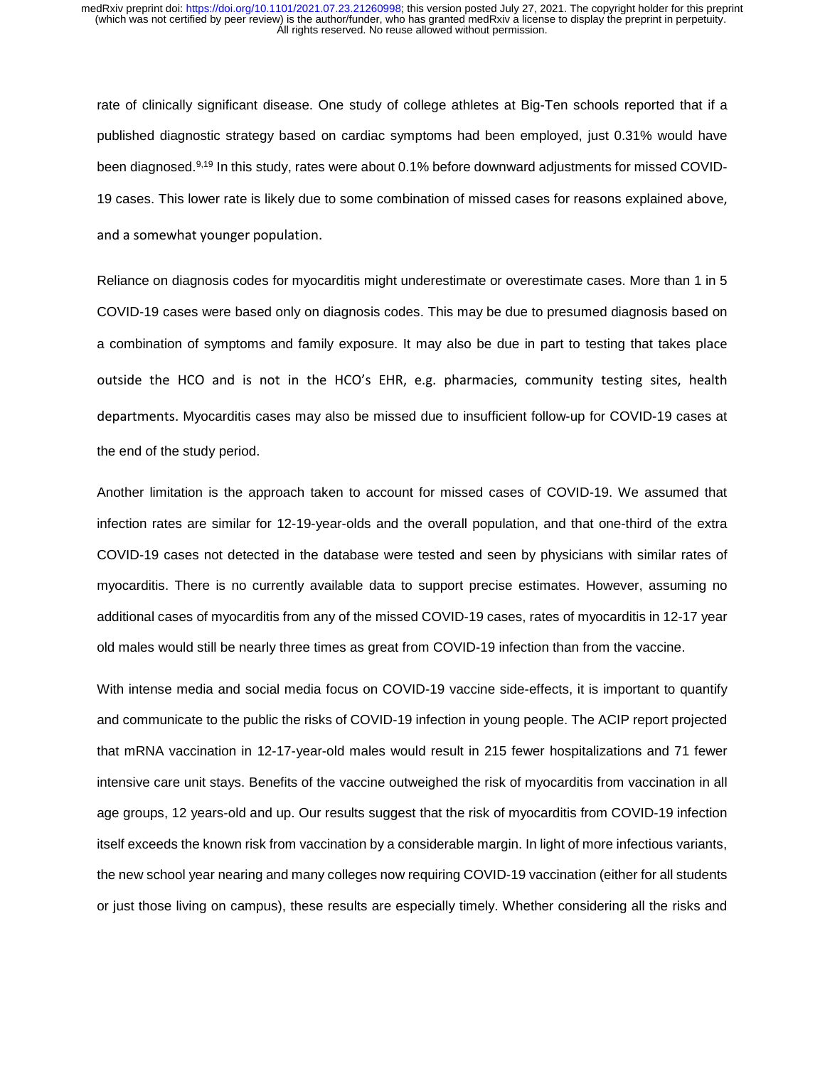rate of clinically significant disease. One study of college athletes at Big-Ten schools reported that if a published diagnostic strategy based on cardiac symptoms had been employed, just 0.31% would have been diagnosed.[9,19] In this study, rates were about 0.1% before downward adjustments for missed COVID-19 cases. This lower rate is likely due to some combination of missed cases for reasons explained above, and a somewhat younger population.

Reliance on diagnosis codes for myocarditis might underestimate or overestimate cases. More than 1 in 5 COVID-19 cases were based only on diagnosis codes. This may be due to presumed diagnosis based on a combination of symptoms and family exposure. It may also be due in part to testing that takes place outside the HCO and is not in the HCO's EHR, e.g. pharmacies, community testing sites, health departments. Myocarditis cases may also be missed due to insufficient follow-up for COVID-19 cases at the end of the study period.

Another limitation is the approach taken to account for missed cases of COVID-19. We assumed that infection rates are similar for 12-19-year-olds and the overall population, and that one-third of the extra COVID-19 cases not detected in the database were tested and seen by physicians with similar rates of myocarditis. There is no currently available data to support precise estimates. However, assuming no additional cases of myocarditis from any of the missed COVID-19 cases, rates of myocarditis in 12-17 year old males would still be nearly three times as great from COVID-19 infection than from the vaccine.

With intense media and social media focus on COVID-19 vaccine side-effects, it is important to quantify and communicate to the public the risks of COVID-19 infection in young people. The ACIP report projected that mRNA vaccination in 12-17-year-old males would result in 215 fewer hospitalizations and 71 fewer intensive care unit stays. Benefits of the vaccine outweighed the risk of myocarditis from vaccination in all age groups, 12 years-old and up. Our results suggest that the risk of myocarditis from COVID-19 infection itself exceeds the known risk from vaccination by a considerable margin. In light of more infectious variants, the new school year nearing and many colleges now requiring COVID-19 vaccination (either for all students or just those living on campus), these results are especially timely. Whether considering all the risks and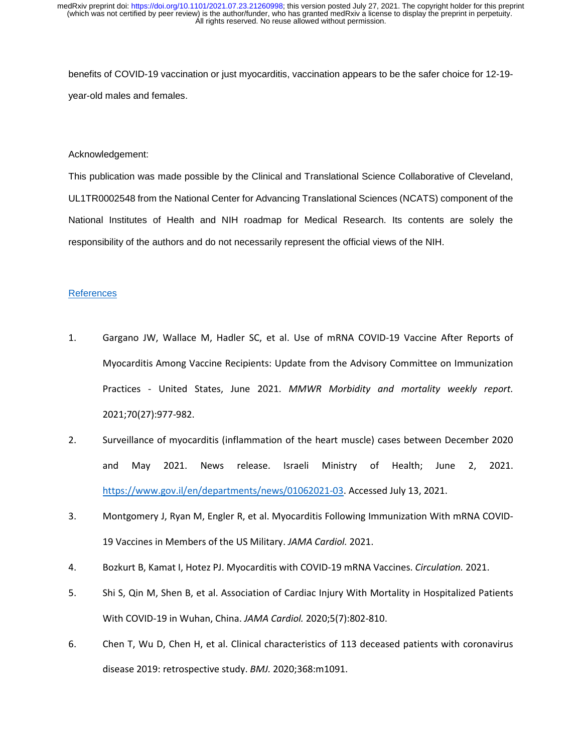benefits of COVID-19 vaccination or just myocarditis, vaccination appears to be the safer choice for 12-19-year-old males and females.

Acknowledgement:

This publication was made possible by the Clinical and Translational Science Collaborative of Cleveland, UL1TR0002548 from the National Center for Advancing Translational Sciences (NCATS) component of the National Institutes of Health and NIH roadmap for Medical Research. Its contents are solely the responsibility of the authors and do not necessarily represent the official views of the NIH.

## References

1. Gargano JW, Wallace M, Hadler SC, et al. Use of mRNA COVID-19 Vaccine After Reports of Myocarditis Among Vaccine Recipients: Update from the Advisory Committee on Immunization Practices - United States, June 2021. *MMWR Morbidity and mortality weekly report.* 2021;70(27):977-982.
2. Surveillance of myocarditis (inflammation of the heart muscle) cases between December 2020 and May 2021. News release. Israeli Ministry of Health; June 2, 2021. https://www.gov.il/en/departments/news/01062021-03. Accessed July 13, 2021.
3. Montgomery J, Ryan M, Engler R, et al. Myocarditis Following Immunization With mRNA COVID-19 Vaccines in Members of the US Military. *JAMA Cardiol.* 2021.
4. Bozkurt B, Kamat I, Hotez PJ. Myocarditis with COVID-19 mRNA Vaccines. *Circulation.* 2021.
5. Shi S, Qin M, Shen B, et al. Association of Cardiac Injury With Mortality in Hospitalized Patients With COVID-19 in Wuhan, China. *JAMA Cardiol.* 2020;5(7):802-810.
6. Chen T, Wu D, Chen H, et al. Clinical characteristics of 113 deceased patients with coronavirus disease 2019: retrospective study. *BMJ.* 2020;368:m1091.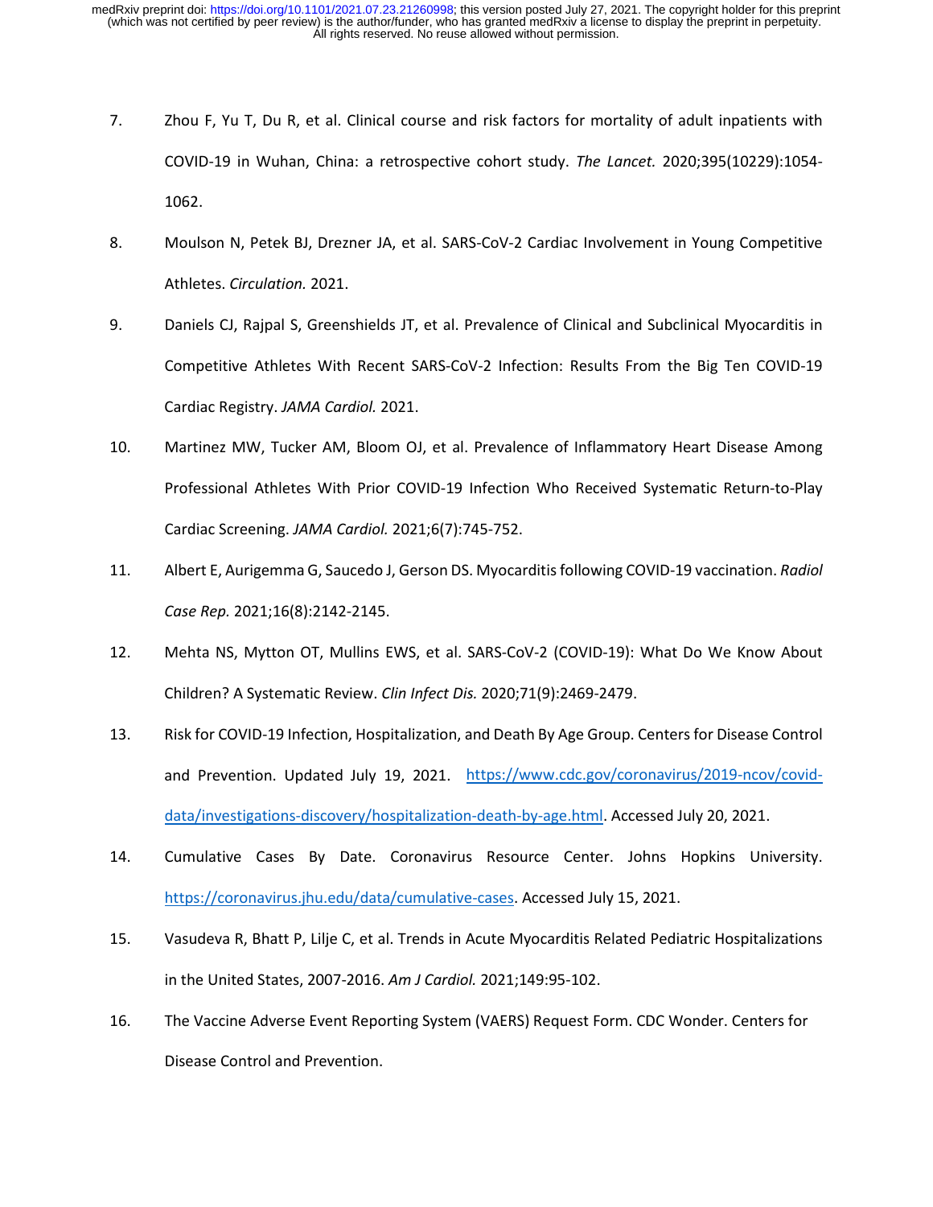7. Zhou F, Yu T, Du R, et al. Clinical course and risk factors for mortality of adult inpatients with COVID-19 in Wuhan, China: a retrospective cohort study. *The Lancet.* 2020;395(10229):1054-1062.

8. Moulson N, Petek BJ, Drezner JA, et al. SARS-CoV-2 Cardiac Involvement in Young Competitive Athletes. *Circulation.* 2021.

9. Daniels CJ, Rajpal S, Greenshields JT, et al. Prevalence of Clinical and Subclinical Myocarditis in Competitive Athletes With Recent SARS-CoV-2 Infection: Results From the Big Ten COVID-19 Cardiac Registry. *JAMA Cardiol.* 2021.

10. Martinez MW, Tucker AM, Bloom OJ, et al. Prevalence of Inflammatory Heart Disease Among Professional Athletes With Prior COVID-19 Infection Who Received Systematic Return-to-Play Cardiac Screening. *JAMA Cardiol.* 2021;6(7):745-752.

11. Albert E, Aurigemma G, Saucedo J, Gerson DS. Myocarditis following COVID-19 vaccination. *Radiol Case Rep.* 2021;16(8):2142-2145.

12. Mehta NS, Mytton OT, Mullins EWS, et al. SARS-CoV-2 (COVID-19): What Do We Know About Children? A Systematic Review. *Clin Infect Dis.* 2020;71(9):2469-2479.

13. Risk for COVID-19 Infection, Hospitalization, and Death By Age Group. Centers for Disease Control and Prevention. Updated July 19, 2021. https://www.cdc.gov/coronavirus/2019-ncov/covid-data/investigations-discovery/hospitalization-death-by-age.html. Accessed July 20, 2021.

14. Cumulative Cases By Date. Coronavirus Resource Center. Johns Hopkins University. https://coronavirus.jhu.edu/data/cumulative-cases. Accessed July 15, 2021.

15. Vasudeva R, Bhatt P, Lilje C, et al. Trends in Acute Myocarditis Related Pediatric Hospitalizations in the United States, 2007-2016. *Am J Cardiol.* 2021;149:95-102.

16. The Vaccine Adverse Event Reporting System (VAERS) Request Form. CDC Wonder. Centers for Disease Control and Prevention.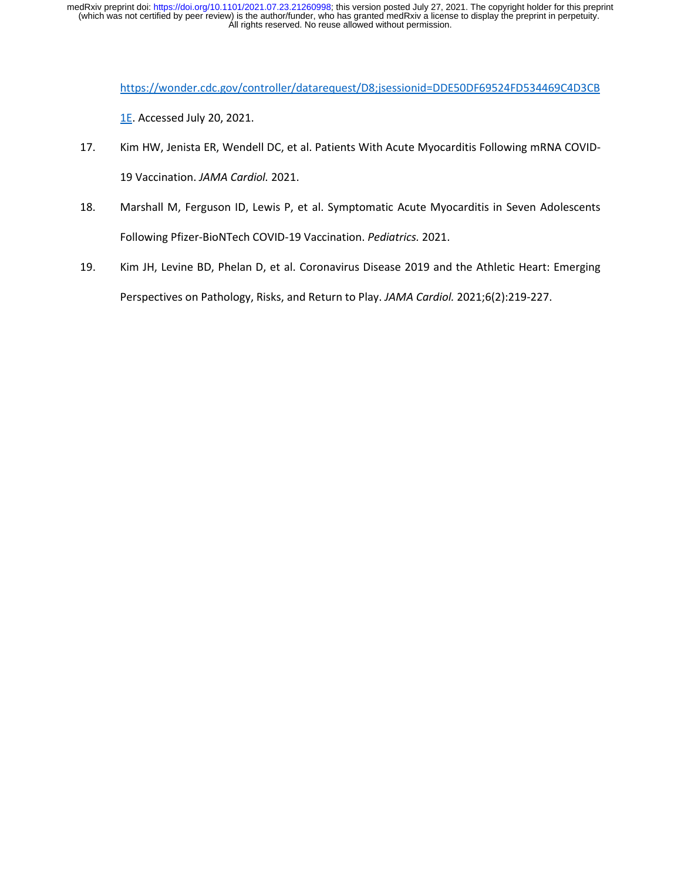https://wonder.cdc.gov/controller/datarequest/D8;jsessionid=DDE50DF69524FD534469C4D3CB1E. Accessed July 20, 2021.

17. Kim HW, Jenista ER, Wendell DC, et al. Patients With Acute Myocarditis Following mRNA COVID-19 Vaccination. *JAMA Cardiol.* 2021.

18. Marshall M, Ferguson ID, Lewis P, et al. Symptomatic Acute Myocarditis in Seven Adolescents Following Pfizer-BioNTech COVID-19 Vaccination. *Pediatrics.* 2021.

19. Kim JH, Levine BD, Phelan D, et al. Coronavirus Disease 2019 and the Athletic Heart: Emerging Perspectives on Pathology, Risks, and Return to Play. *JAMA Cardiol.* 2021;6(2):219-227.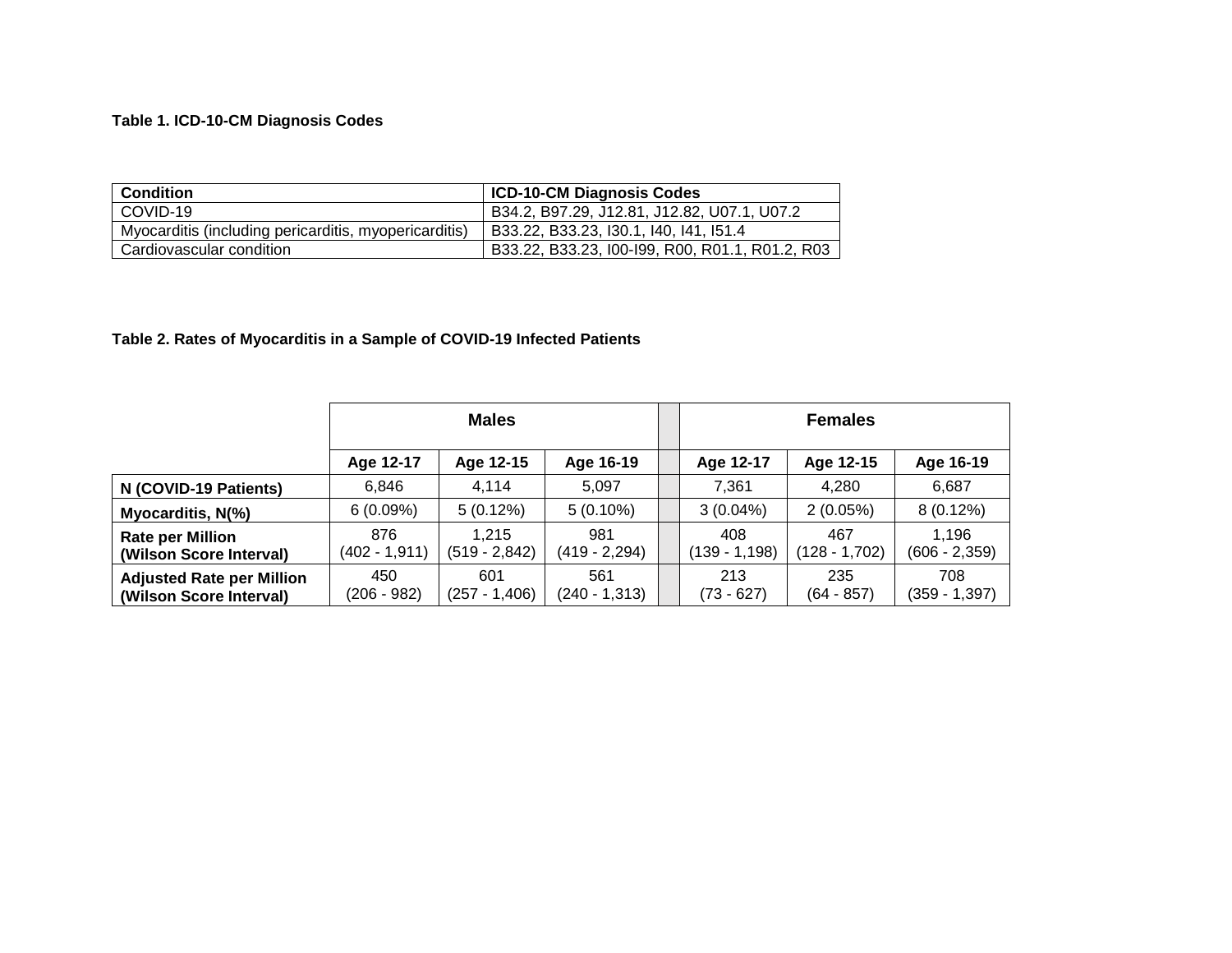**Table 1. ICD-10-CM Diagnosis Codes**

| Condition | ICD-10-CM Diagnosis Codes |
|---|---|
| COVID-19 | B34.2, B97.29, J12.81, J12.82, U07.1, U07.2 |
| Myocarditis (including pericarditis, myopericarditis) | B33.22, B33.23, I30.1, I40, I41, I51.4 |
| Cardiovascular condition | B33.22, B33.23, I00-I99, R00, R01.1, R01.2, R03 |

**Table 2. Rates of Myocarditis in a Sample of COVID-19 Infected Patients**

| | Males | | | | Females | | |
|---|---|---|---|---|---|---|---|
| | Age 12-17 | Age 12-15 | Age 16-19 | | Age 12-17 | Age 12-15 | Age 16-19 |
| **N (COVID-19 Patients)** | 6,846 | 4,114 | 5,097 | | 7,361 | 4,280 | 6,687 |
| **Myocarditis, N(%)** | 6 (0.09%) | 5 (0.12%) | 5 (0.10%) | | 3 (0.04%) | 2 (0.05%) | 8 (0.12%) |
| **Rate per Million (Wilson Score Interval)** | 876 (402 - 1,911) | 1,215 (519 - 2,842) | 981 (419 - 2,294) | | 408 (139 - 1,198) | 467 (128 - 1,702) | 1,196 (606 - 2,359) |
| **Adjusted Rate per Million (Wilson Score Interval)** | 450 (206 - 982) | 601 (257 - 1,406) | 561 (240 - 1,313) | | 213 (73 - 627) | 235 (64 - 857) | 708 (359 - 1,397) |